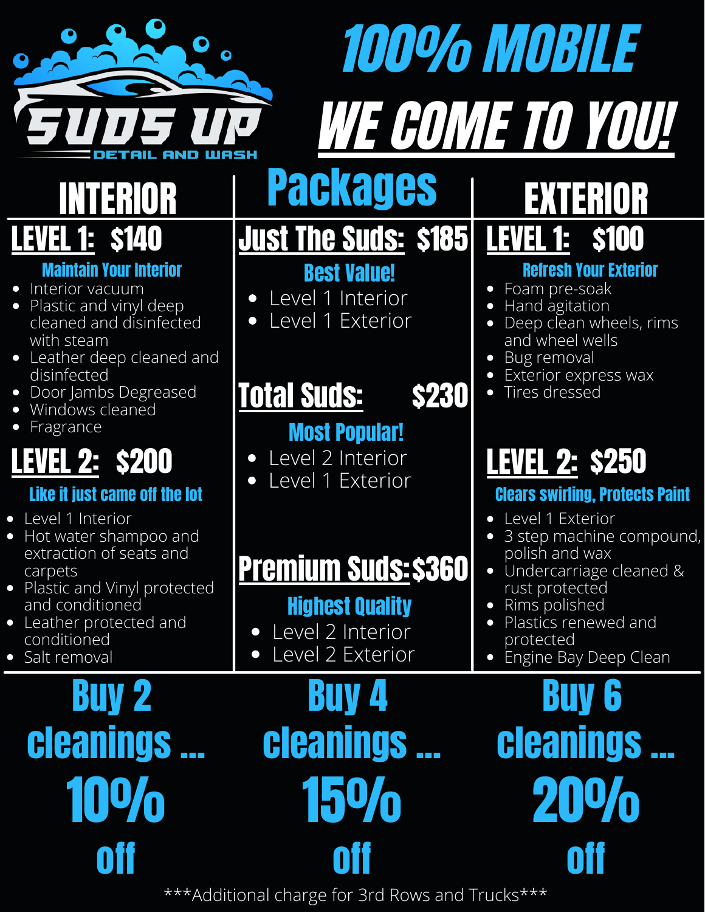# SUDS UP

DETAIL AND WASH

# 100% MOBILE

# WE COME TO YOU!

## INTERIOR

### LEVEL 1: $140

**Maintain Your Interior**

- Interior vacuum
- Plastic and vinyl deep cleaned and disinfected with steam
- Leather deep cleaned and disinfected
- Door Jambs Degreased
- Windows cleaned
- Fragrance

### LEVEL 2: $200

**Like it just came off the lot**

- Level 1 Interior
- Hot water shampoo and extraction of seats and carpets
- Plastic and Vinyl protected and conditioned
- Leather protected and conditioned
- Salt removal

## Packages

### Just The Suds: $185

**Best Value!**

- Level 1 Interior
- Level 1 Exterior

### Total Suds: $230

**Most Popular!**

- Level 2 Interior
- Level 1 Exterior

### Premium Suds: $360

**Highest Quality**

- Level 2 Interior
- Level 2 Exterior

## EXTERIOR

### LEVEL 1: $100

**Refresh Your Exterior**

- Foam pre-soak
- Hand agitation
- Deep clean wheels, rims and wheel wells
- Bug removal
- Exterior express wax
- Tires dressed

### LEVEL 2: $250

**Clears swirling, Protects Paint**

- Level 1 Exterior
- 3 step machine compound, polish and wax
- Undercarriage cleaned & rust protected
- Rims polished
- Plastics renewed and protected
- Engine Bay Deep Clean

**Buy 2 cleanings ... 10% off**

**Buy 4 cleanings ... 15% off**

**Buy 6 cleanings ... 20% off**

***Additional charge for 3rd Rows and Trucks***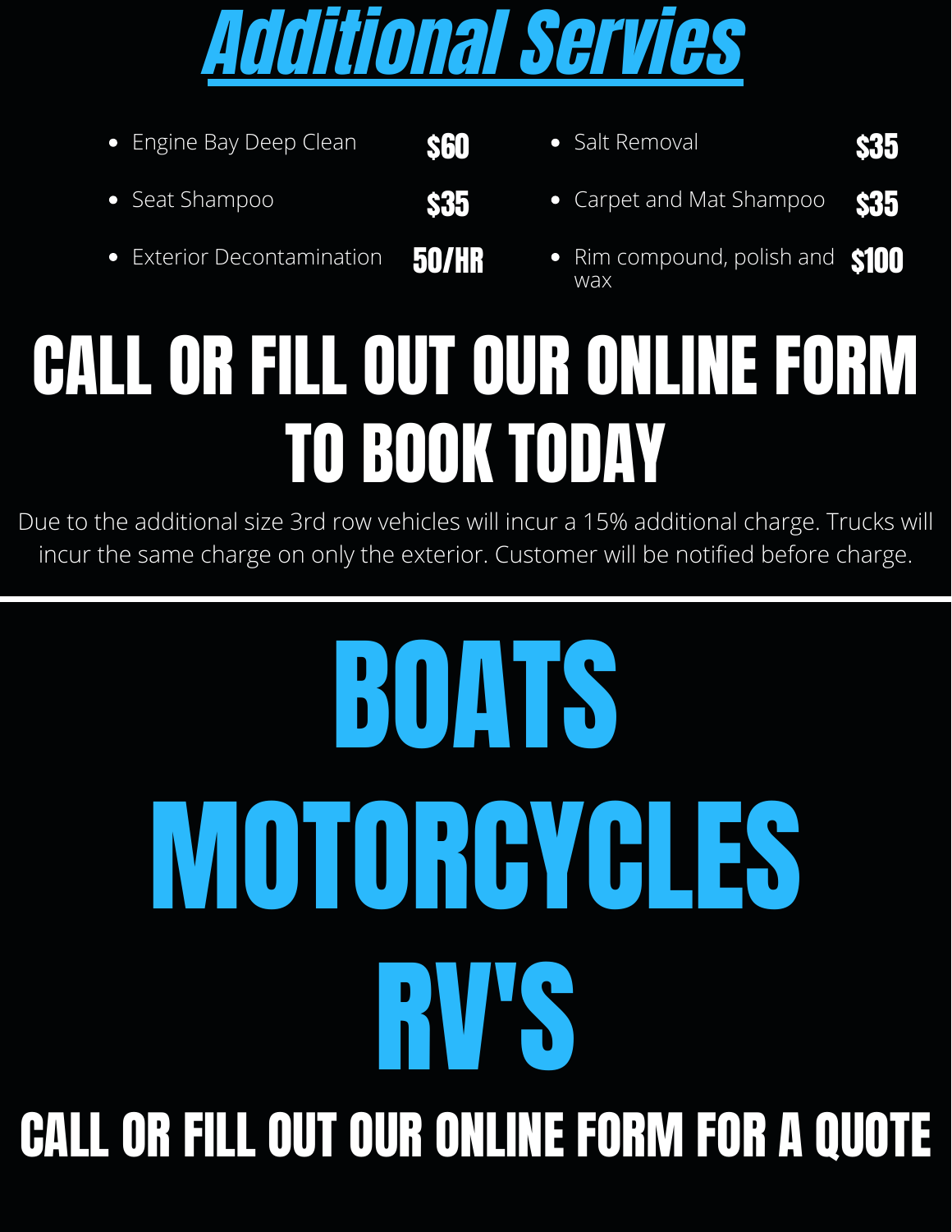# Additional Servies

- Engine Bay Deep Clean **$60**
- Seat Shampoo **$35**
- Exterior Decontamination **50/HR**
- Salt Removal **$35**
- Carpet and Mat Shampoo **$35**
- Rim compound, polish and wax **$100**

## CALL OR FILL OUT OUR ONLINE FORM TO BOOK TODAY

Due to the additional size 3rd row vehicles will incur a 15% additional charge. Trucks will incur the same charge on only the exterior. Customer will be notified before charge.

# BOATS

# MOTORCYCLES

# RV'S

## CALL OR FILL OUT OUR ONLINE FORM FOR A QUOTE